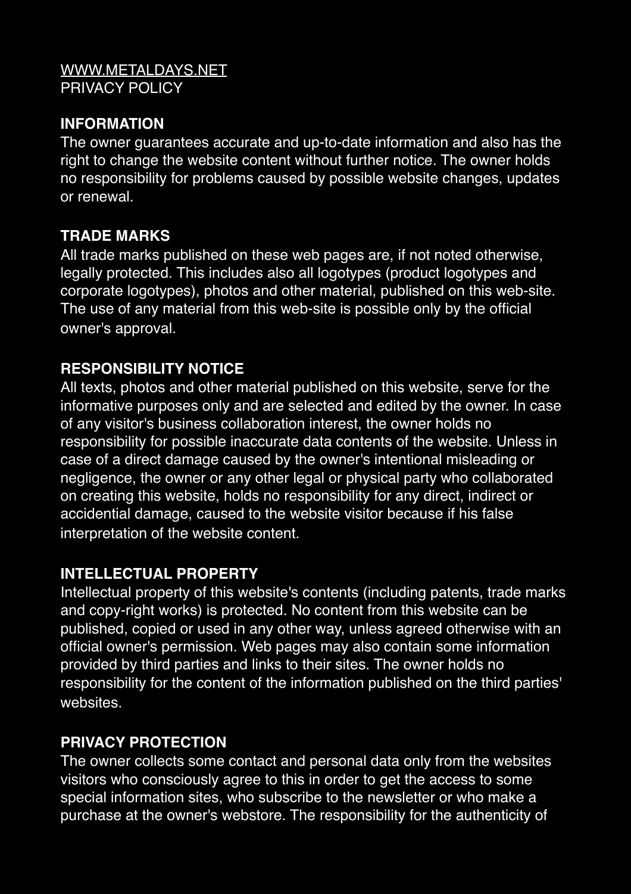WWW.METALDAYS.NET
PRIVACY POLICY

## INFORMATION

The owner guarantees accurate and up-to-date information and also has the right to change the website content without further notice. The owner holds no responsibility for problems caused by possible website changes, updates or renewal.

## TRADE MARKS

All trade marks published on these web pages are, if not noted otherwise, legally protected. This includes also all logotypes (product logotypes and corporate logotypes), photos and other material, published on this web-site. The use of any material from this web-site is possible only by the official owner's approval.

## RESPONSIBILITY NOTICE

All texts, photos and other material published on this website, serve for the informative purposes only and are selected and edited by the owner. In case of any visitor's business collaboration interest, the owner holds no responsibility for possible inaccurate data contents of the website. Unless in case of a direct damage caused by the owner's intentional misleading or negligence, the owner or any other legal or physical party who collaborated on creating this website, holds no responsibility for any direct, indirect or accidential damage, caused to the website visitor because if his false interpretation of the website content.

## INTELLECTUAL PROPERTY

Intellectual property of this website's contents (including patents, trade marks and copy-right works) is protected. No content from this website can be published, copied or used in any other way, unless agreed otherwise with an official owner's permission. Web pages may also contain some information provided by third parties and links to their sites. The owner holds no responsibility for the content of the information published on the third parties' websites.

## PRIVACY PROTECTION

The owner collects some contact and personal data only from the websites visitors who consciously agree to this in order to get the access to some special information sites, who subscribe to the newsletter or who make a purchase at the owner's webstore. The responsibility for the authenticity of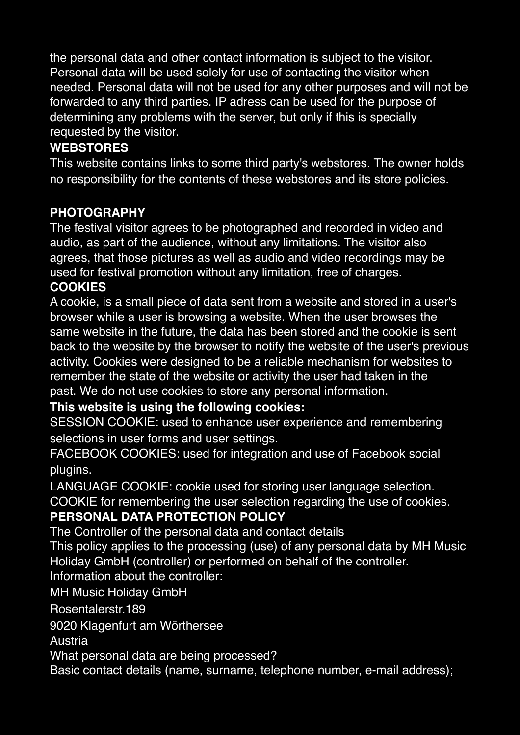the personal data and other contact information is subject to the visitor. Personal data will be used solely for use of contacting the visitor when needed. Personal data will not be used for any other purposes and will not be forwarded to any third parties. IP adress can be used for the purpose of determining any problems with the server, but only if this is specially requested by the visitor.

**WEBSTORES**

This website contains links to some third party's webstores. The owner holds no responsibility for the contents of these webstores and its store policies.

**PHOTOGRAPHY**

The festival visitor agrees to be photographed and recorded in video and audio, as part of the audience, without any limitations. The visitor also agrees, that those pictures as well as audio and video recordings may be used for festival promotion without any limitation, free of charges.

**COOKIES**

A cookie, is a small piece of data sent from a website and stored in a user's browser while a user is browsing a website. When the user browses the same website in the future, the data has been stored and the cookie is sent back to the website by the browser to notify the website of the user's previous activity. Cookies were designed to be a reliable mechanism for websites to remember the state of the website or activity the user had taken in the past. We do not use cookies to store any personal information.

**This website is using the following cookies:**

SESSION COOKIE: used to enhance user experience and remembering selections in user forms and user settings.

FACEBOOK COOKIES: used for integration and use of Facebook social plugins.

LANGUAGE COOKIE: cookie used for storing user language selection.

COOKIE for remembering the user selection regarding the use of cookies.

**PERSONAL DATA PROTECTION POLICY**

The Controller of the personal data and contact details

This policy applies to the processing (use) of any personal data by MH Music Holiday GmbH (controller) or performed on behalf of the controller.

Information about the controller:

MH Music Holiday GmbH

Rosentalerstr.189

9020 Klagenfurt am Wörthersee

Austria

What personal data are being processed?

Basic contact details (name, surname, telephone number, e-mail address);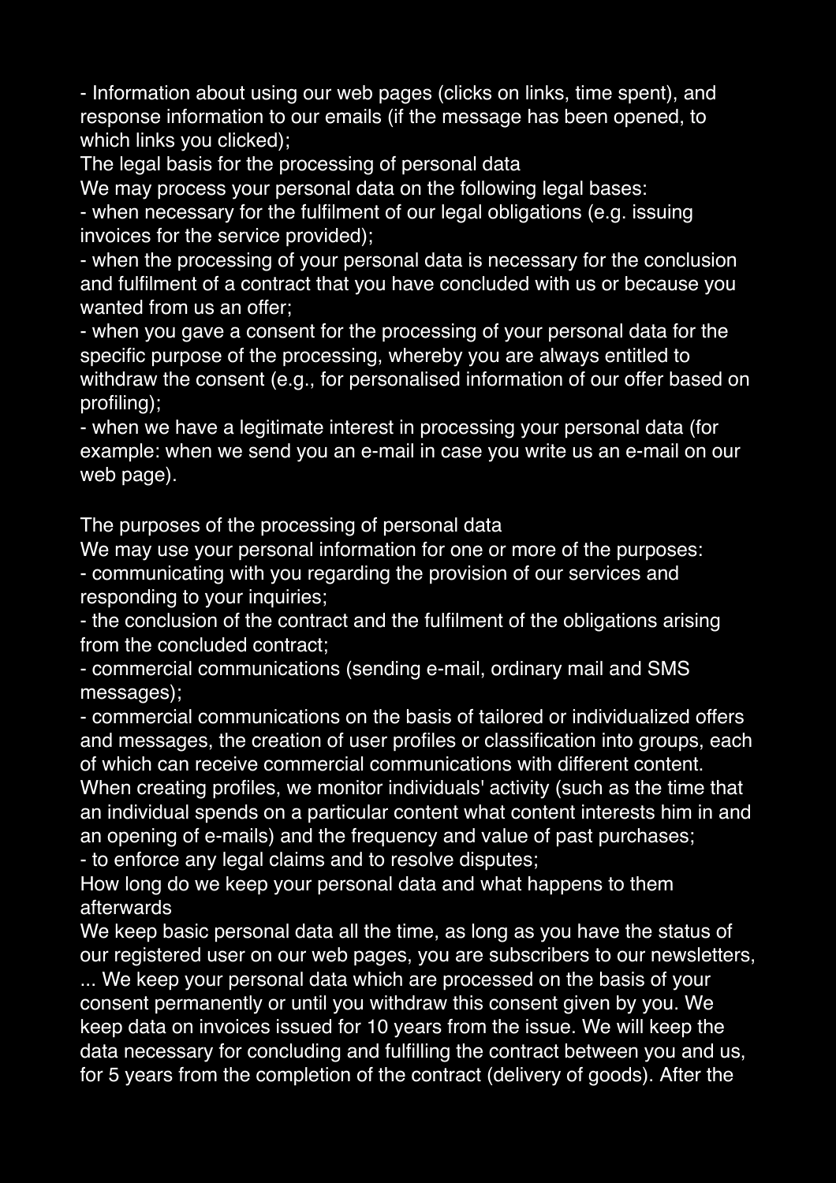- Information about using our web pages (clicks on links, time spent), and response information to our emails (if the message has been opened, to which links you clicked);

## The legal basis for the processing of personal data

We may process your personal data on the following legal bases:

- when necessary for the fulfilment of our legal obligations (e.g. issuing invoices for the service provided);
- when the processing of your personal data is necessary for the conclusion and fulfilment of a contract that you have concluded with us or because you wanted from us an offer;
- when you gave a consent for the processing of your personal data for the specific purpose of the processing, whereby you are always entitled to withdraw the consent (e.g., for personalised information of our offer based on profiling);
- when we have a legitimate interest in processing your personal data (for example: when we send you an e-mail in case you write us an e-mail on our web page).

## The purposes of the processing of personal data

We may use your personal information for one or more of the purposes:

- communicating with you regarding the provision of our services and responding to your inquiries;
- the conclusion of the contract and the fulfilment of the obligations arising from the concluded contract;
- commercial communications (sending e-mail, ordinary mail and SMS messages);
- commercial communications on the basis of tailored or individualized offers and messages, the creation of user profiles or classification into groups, each of which can receive commercial communications with different content. When creating profiles, we monitor individuals' activity (such as the time that an individual spends on a particular content what content interests him in and an opening of e-mails) and the frequency and value of past purchases;
- to enforce any legal claims and to resolve disputes;

## How long do we keep your personal data and what happens to them afterwards

We keep basic personal data all the time, as long as you have the status of our registered user on our web pages, you are subscribers to our newsletters, ... We keep your personal data which are processed on the basis of your consent permanently or until you withdraw this consent given by you. We keep data on invoices issued for 10 years from the issue. We will keep the data necessary for concluding and fulfilling the contract between you and us, for 5 years from the completion of the contract (delivery of goods). After the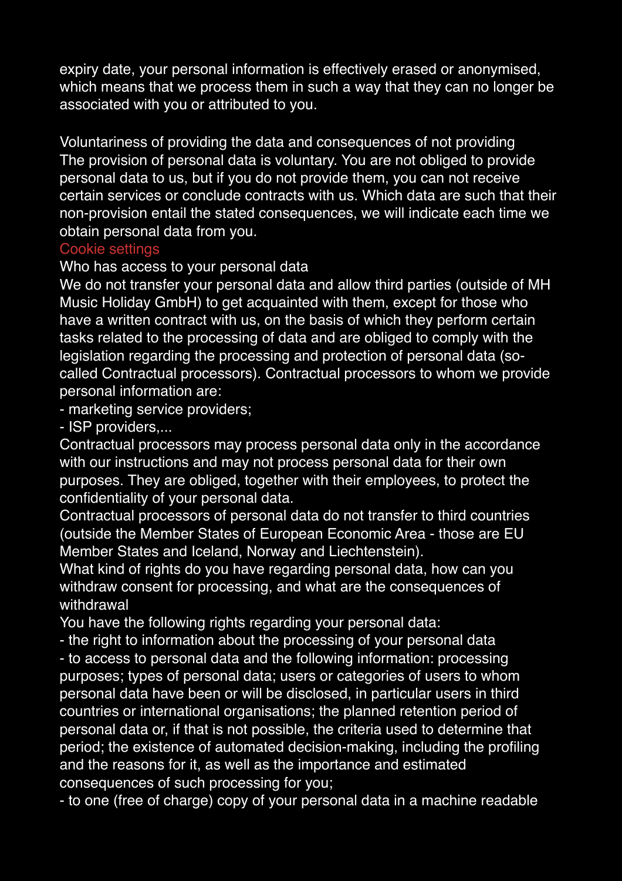expiry date, your personal information is effectively erased or anonymised, which means that we process them in such a way that they can no longer be associated with you or attributed to you.

Voluntariness of providing the data and consequences of not providing
The provision of personal data is voluntary. You are not obliged to provide personal data to us, but if you do not provide them, you can not receive certain services or conclude contracts with us. Which data are such that their non-provision entail the stated consequences, we will indicate each time we obtain personal data from you.
Cookie settings
Who has access to your personal data
We do not transfer your personal data and allow third parties (outside of MH Music Holiday GmbH) to get acquainted with them, except for those who have a written contract with us, on the basis of which they perform certain tasks related to the processing of data and are obliged to comply with the legislation regarding the processing and protection of personal data (so-called Contractual processors). Contractual processors to whom we provide personal information are:
- marketing service providers;
- ISP providers,...
Contractual processors may process personal data only in the accordance with our instructions and may not process personal data for their own purposes. They are obliged, together with their employees, to protect the confidentiality of your personal data.
Contractual processors of personal data do not transfer to third countries (outside the Member States of European Economic Area - those are EU Member States and Iceland, Norway and Liechtenstein).
What kind of rights do you have regarding personal data, how can you withdraw consent for processing, and what are the consequences of withdrawal
You have the following rights regarding your personal data:
- the right to information about the processing of your personal data
- to access to personal data and the following information: processing purposes; types of personal data; users or categories of users to whom personal data have been or will be disclosed, in particular users in third countries or international organisations; the planned retention period of personal data or, if that is not possible, the criteria used to determine that period; the existence of automated decision-making, including the profiling and the reasons for it, as well as the importance and estimated consequences of such processing for you;
- to one (free of charge) copy of your personal data in a machine readable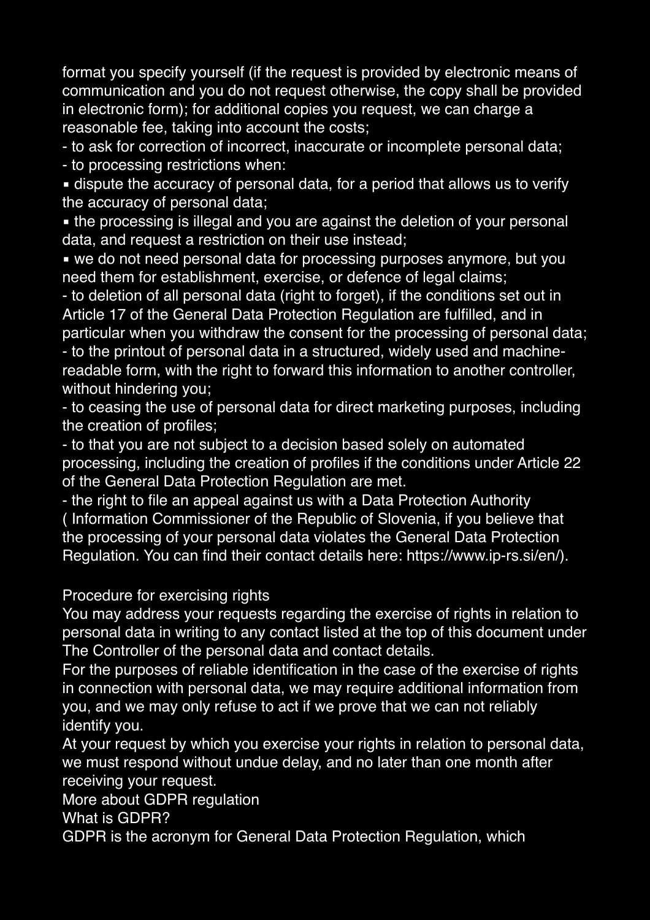format you specify yourself (if the request is provided by electronic means of communication and you do not request otherwise, the copy shall be provided in electronic form); for additional copies you request, we can charge a reasonable fee, taking into account the costs;

- to ask for correction of incorrect, inaccurate or incomplete personal data;
- to processing restrictions when:
  - dispute the accuracy of personal data, for a period that allows us to verify the accuracy of personal data;
  - the processing is illegal and you are against the deletion of your personal data, and request a restriction on their use instead;
  - we do not need personal data for processing purposes anymore, but you need them for establishment, exercise, or defence of legal claims;
- to deletion of all personal data (right to forget), if the conditions set out in Article 17 of the General Data Protection Regulation are fulfilled, and in particular when you withdraw the consent for the processing of personal data;
- to the printout of personal data in a structured, widely used and machine-readable form, with the right to forward this information to another controller, without hindering you;
- to ceasing the use of personal data for direct marketing purposes, including the creation of profiles;
- to that you are not subject to a decision based solely on automated processing, including the creation of profiles if the conditions under Article 22 of the General Data Protection Regulation are met.
- the right to file an appeal against us with a Data Protection Authority ( Information Commissioner of the Republic of Slovenia, if you believe that the processing of your personal data violates the General Data Protection Regulation. You can find their contact details here: https://www.ip-rs.si/en/).

Procedure for exercising rights

You may address your requests regarding the exercise of rights in relation to personal data in writing to any contact listed at the top of this document under The Controller of the personal data and contact details.

For the purposes of reliable identification in the case of the exercise of rights in connection with personal data, we may require additional information from you, and we may only refuse to act if we prove that we can not reliably identify you.

At your request by which you exercise your rights in relation to personal data, we must respond without undue delay, and no later than one month after receiving your request.

More about GDPR regulation

What is GDPR?

GDPR is the acronym for General Data Protection Regulation, which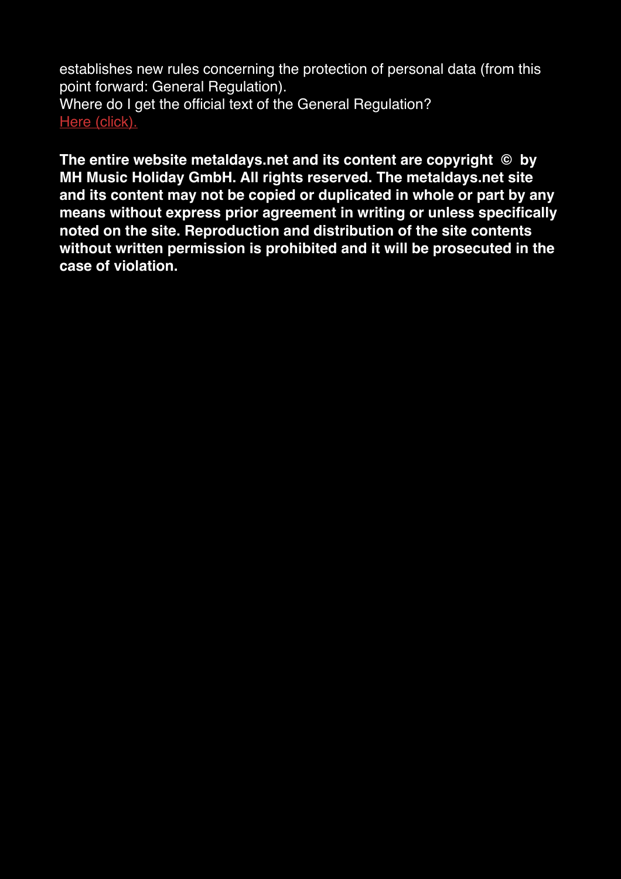establishes new rules concerning the protection of personal data (from this point forward: General Regulation).
Where do I get the official text of the General Regulation?
Here (click).

**The entire website metaldays.net and its content are copyright © by MH Music Holiday GmbH. All rights reserved. The metaldays.net site and its content may not be copied or duplicated in whole or part by any means without express prior agreement in writing or unless specifically noted on the site. Reproduction and distribution of the site contents without written permission is prohibited and it will be prosecuted in the case of violation.**